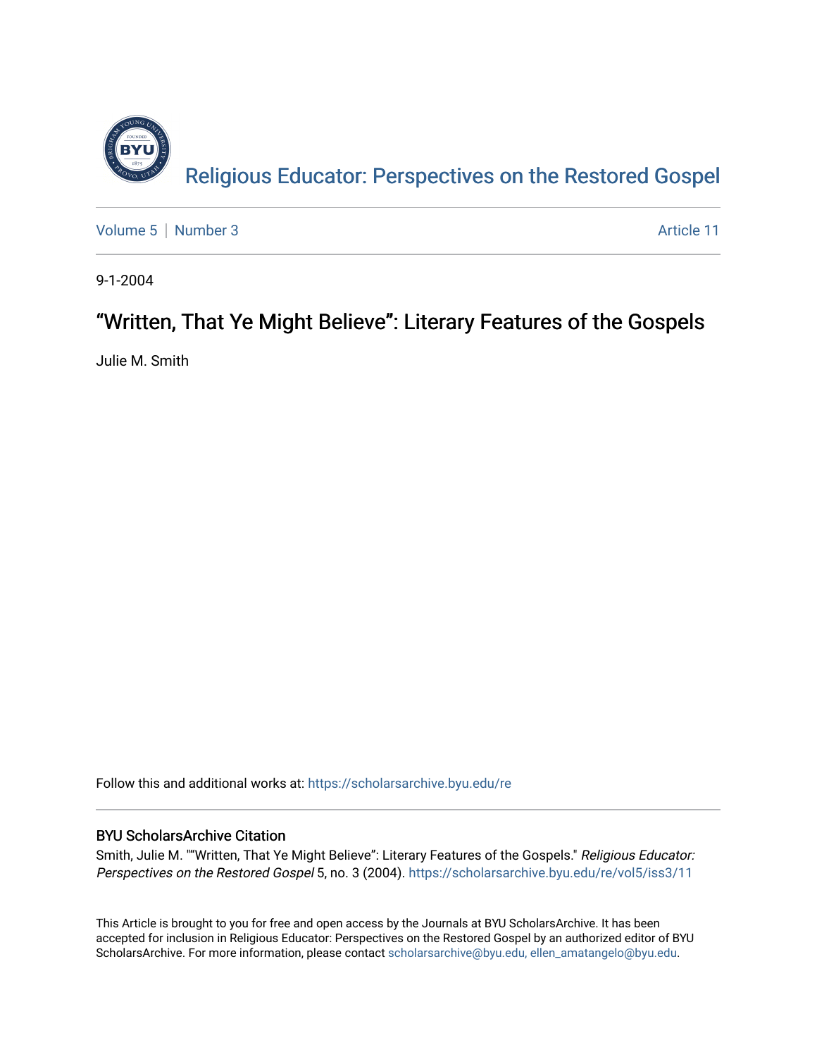Religious Educator: Perspectives on the Restored Gospel

Volume 5 | Number 3 — Article 11

9-1-2004

# “Written, That Ye Might Believe”: Literary Features of the Gospels

Julie M. Smith

Follow this and additional works at: https://scholarsarchive.byu.edu/re

## BYU ScholarsArchive Citation

Smith, Julie M. "“Written, That Ye Might Believe”: Literary Features of the Gospels." *Religious Educator: Perspectives on the Restored Gospel* 5, no. 3 (2004). https://scholarsarchive.byu.edu/re/vol5/iss3/11

This Article is brought to you for free and open access by the Journals at BYU ScholarsArchive. It has been accepted for inclusion in Religious Educator: Perspectives on the Restored Gospel by an authorized editor of BYU ScholarsArchive. For more information, please contact scholarsarchive@byu.edu, ellen_amatangelo@byu.edu.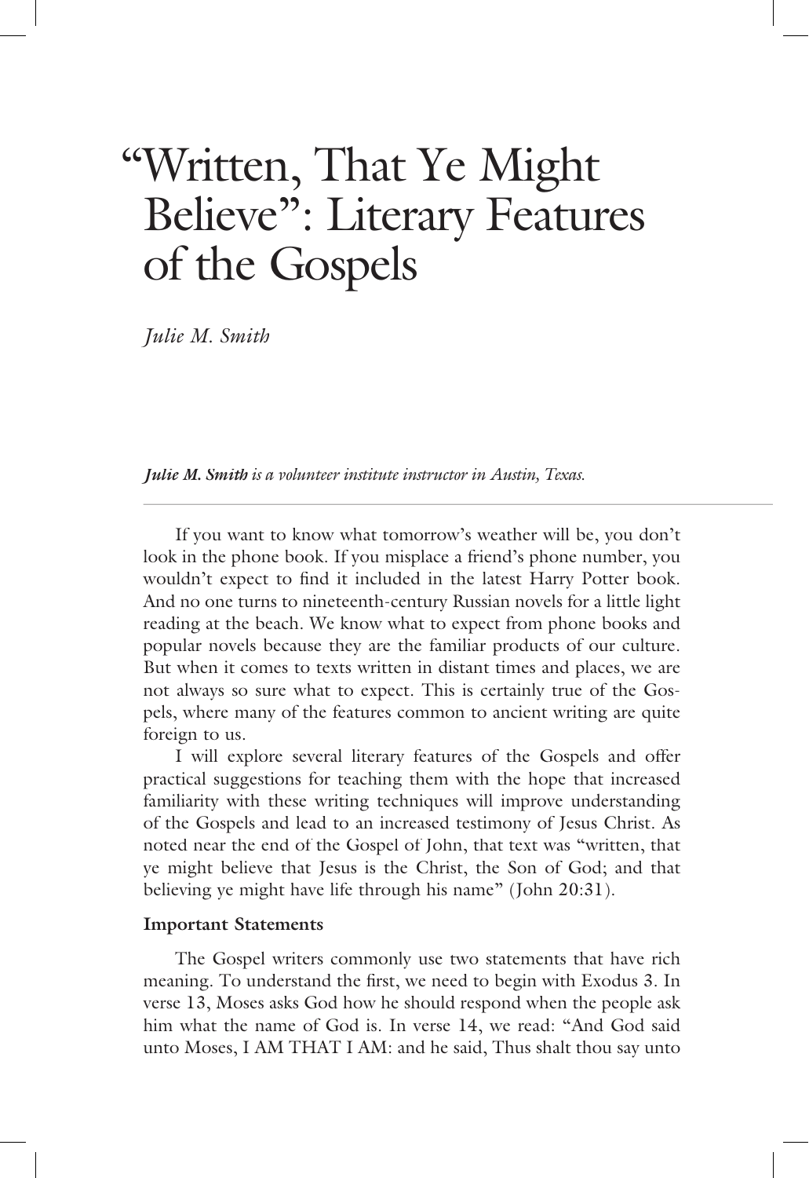# "Written, That Ye Might Believe": Literary Features of the Gospels

*Julie M. Smith*

***Julie M. Smith** is a volunteer institute instructor in Austin, Texas.*

---

If you want to know what tomorrow's weather will be, you don't look in the phone book. If you misplace a friend's phone number, you wouldn't expect to find it included in the latest Harry Potter book. And no one turns to nineteenth-century Russian novels for a little light reading at the beach. We know what to expect from phone books and popular novels because they are the familiar products of our culture. But when it comes to texts written in distant times and places, we are not always so sure what to expect. This is certainly true of the Gospels, where many of the features common to ancient writing are quite foreign to us.

I will explore several literary features of the Gospels and offer practical suggestions for teaching them with the hope that increased familiarity with these writing techniques will improve understanding of the Gospels and lead to an increased testimony of Jesus Christ. As noted near the end of the Gospel of John, that text was "written, that ye might believe that Jesus is the Christ, the Son of God; and that believing ye might have life through his name" (John 20:31).

**Important Statements**

The Gospel writers commonly use two statements that have rich meaning. To understand the first, we need to begin with Exodus 3. In verse 13, Moses asks God how he should respond when the people ask him what the name of God is. In verse 14, we read: "And God said unto Moses, I AM THAT I AM: and he said, Thus shalt thou say unto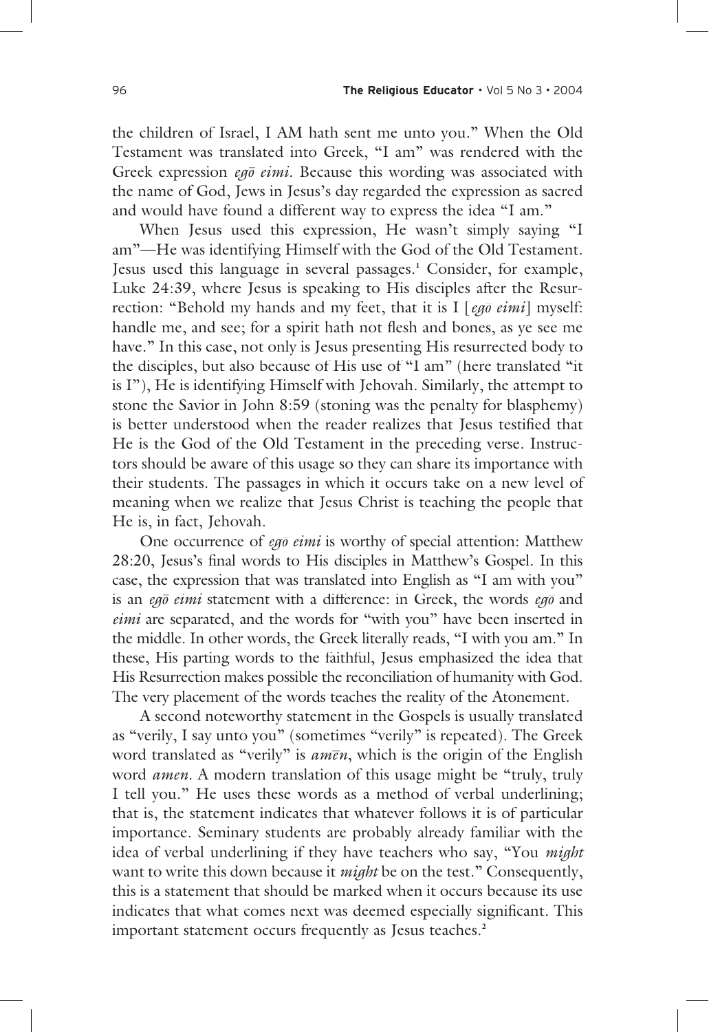the children of Israel, I AM hath sent me unto you." When the Old Testament was translated into Greek, "I am" was rendered with the Greek expression *egō eimi*. Because this wording was associated with the name of God, Jews in Jesus's day regarded the expression as sacred and would have found a different way to express the idea "I am."

When Jesus used this expression, He wasn't simply saying "I am"—He was identifying Himself with the God of the Old Testament. Jesus used this language in several passages.[1] Consider, for example, Luke 24:39, where Jesus is speaking to His disciples after the Resurrection: "Behold my hands and my feet, that it is I [*egō eimi*] myself: handle me, and see; for a spirit hath not flesh and bones, as ye see me have." In this case, not only is Jesus presenting His resurrected body to the disciples, but also because of His use of "I am" (here translated "it is I"), He is identifying Himself with Jehovah. Similarly, the attempt to stone the Savior in John 8:59 (stoning was the penalty for blasphemy) is better understood when the reader realizes that Jesus testified that He is the God of the Old Testament in the preceding verse. Instructors should be aware of this usage so they can share its importance with their students. The passages in which it occurs take on a new level of meaning when we realize that Jesus Christ is teaching the people that He is, in fact, Jehovah.

One occurrence of *egō eimi* is worthy of special attention: Matthew 28:20, Jesus's final words to His disciples in Matthew's Gospel. In this case, the expression that was translated into English as "I am with you" is an *egō eimi* statement with a difference: in Greek, the words *egō* and *eimi* are separated, and the words for "with you" have been inserted in the middle. In other words, the Greek literally reads, "I with you am." In these, His parting words to the faithful, Jesus emphasized the idea that His Resurrection makes possible the reconciliation of humanity with God. The very placement of the words teaches the reality of the Atonement.

A second noteworthy statement in the Gospels is usually translated as "verily, I say unto you" (sometimes "verily" is repeated). The Greek word translated as "verily" is *amēn*, which is the origin of the English word *amen*. A modern translation of this usage might be "truly, truly I tell you." He uses these words as a method of verbal underlining; that is, the statement indicates that whatever follows it is of particular importance. Seminary students are probably already familiar with the idea of verbal underlining if they have teachers who say, "You *might* want to write this down because it *might* be on the test." Consequently, this is a statement that should be marked when it occurs because its use indicates that what comes next was deemed especially significant. This important statement occurs frequently as Jesus teaches.[2]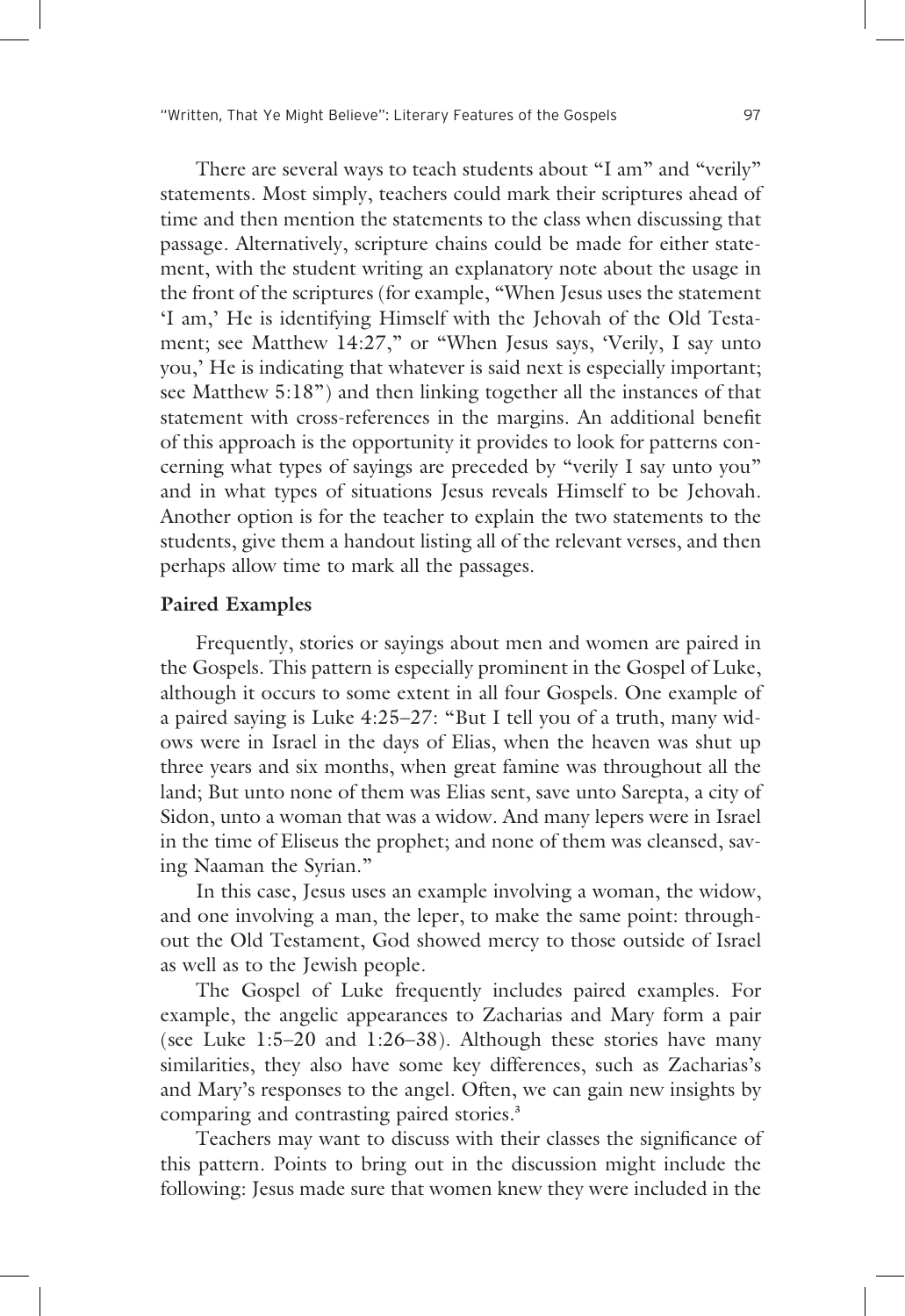There are several ways to teach students about "I am" and "verily" statements. Most simply, teachers could mark their scriptures ahead of time and then mention the statements to the class when discussing that passage. Alternatively, scripture chains could be made for either statement, with the student writing an explanatory note about the usage in the front of the scriptures (for example, "When Jesus uses the statement 'I am,' He is identifying Himself with the Jehovah of the Old Testament; see Matthew 14:27," or "When Jesus says, 'Verily, I say unto you,' He is indicating that whatever is said next is especially important; see Matthew 5:18") and then linking together all the instances of that statement with cross-references in the margins. An additional benefit of this approach is the opportunity it provides to look for patterns concerning what types of sayings are preceded by "verily I say unto you" and in what types of situations Jesus reveals Himself to be Jehovah. Another option is for the teacher to explain the two statements to the students, give them a handout listing all of the relevant verses, and then perhaps allow time to mark all the passages.

**Paired Examples**

Frequently, stories or sayings about men and women are paired in the Gospels. This pattern is especially prominent in the Gospel of Luke, although it occurs to some extent in all four Gospels. One example of a paired saying is Luke 4:25–27: "But I tell you of a truth, many widows were in Israel in the days of Elias, when the heaven was shut up three years and six months, when great famine was throughout all the land; But unto none of them was Elias sent, save unto Sarepta, a city of Sidon, unto a woman that was a widow. And many lepers were in Israel in the time of Eliseus the prophet; and none of them was cleansed, saving Naaman the Syrian."

In this case, Jesus uses an example involving a woman, the widow, and one involving a man, the leper, to make the same point: throughout the Old Testament, God showed mercy to those outside of Israel as well as to the Jewish people.

The Gospel of Luke frequently includes paired examples. For example, the angelic appearances to Zacharias and Mary form a pair (see Luke 1:5–20 and 1:26–38). Although these stories have many similarities, they also have some key differences, such as Zacharias's and Mary's responses to the angel. Often, we can gain new insights by comparing and contrasting paired stories.[3]

Teachers may want to discuss with their classes the significance of this pattern. Points to bring out in the discussion might include the following: Jesus made sure that women knew they were included in the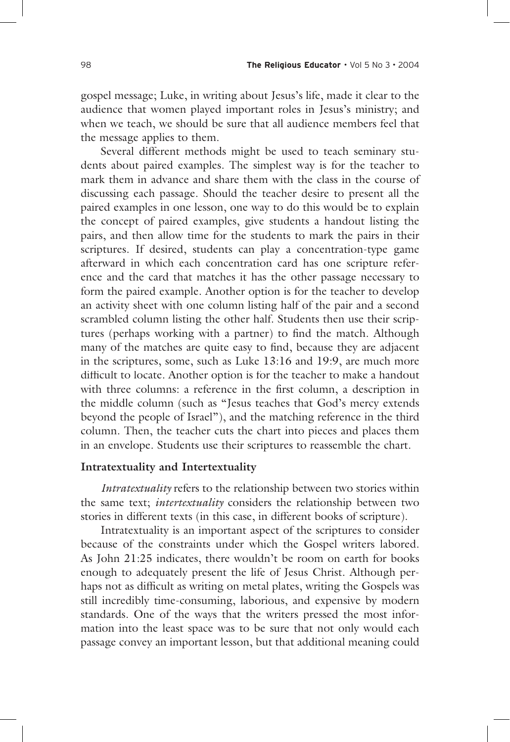gospel message; Luke, in writing about Jesus's life, made it clear to the audience that women played important roles in Jesus's ministry; and when we teach, we should be sure that all audience members feel that the message applies to them.

Several different methods might be used to teach seminary students about paired examples. The simplest way is for the teacher to mark them in advance and share them with the class in the course of discussing each passage. Should the teacher desire to present all the paired examples in one lesson, one way to do this would be to explain the concept of paired examples, give students a handout listing the pairs, and then allow time for the students to mark the pairs in their scriptures. If desired, students can play a concentration-type game afterward in which each concentration card has one scripture reference and the card that matches it has the other passage necessary to form the paired example. Another option is for the teacher to develop an activity sheet with one column listing half of the pair and a second scrambled column listing the other half. Students then use their scriptures (perhaps working with a partner) to find the match. Although many of the matches are quite easy to find, because they are adjacent in the scriptures, some, such as Luke 13:16 and 19:9, are much more difficult to locate. Another option is for the teacher to make a handout with three columns: a reference in the first column, a description in the middle column (such as "Jesus teaches that God's mercy extends beyond the people of Israel"), and the matching reference in the third column. Then, the teacher cuts the chart into pieces and places them in an envelope. Students use their scriptures to reassemble the chart.

### Intratextuality and Intertextuality

*Intratextuality* refers to the relationship between two stories within the same text; *intertextuality* considers the relationship between two stories in different texts (in this case, in different books of scripture).

Intratextuality is an important aspect of the scriptures to consider because of the constraints under which the Gospel writers labored. As John 21:25 indicates, there wouldn't be room on earth for books enough to adequately present the life of Jesus Christ. Although perhaps not as difficult as writing on metal plates, writing the Gospels was still incredibly time-consuming, laborious, and expensive by modern standards. One of the ways that the writers pressed the most information into the least space was to be sure that not only would each passage convey an important lesson, but that additional meaning could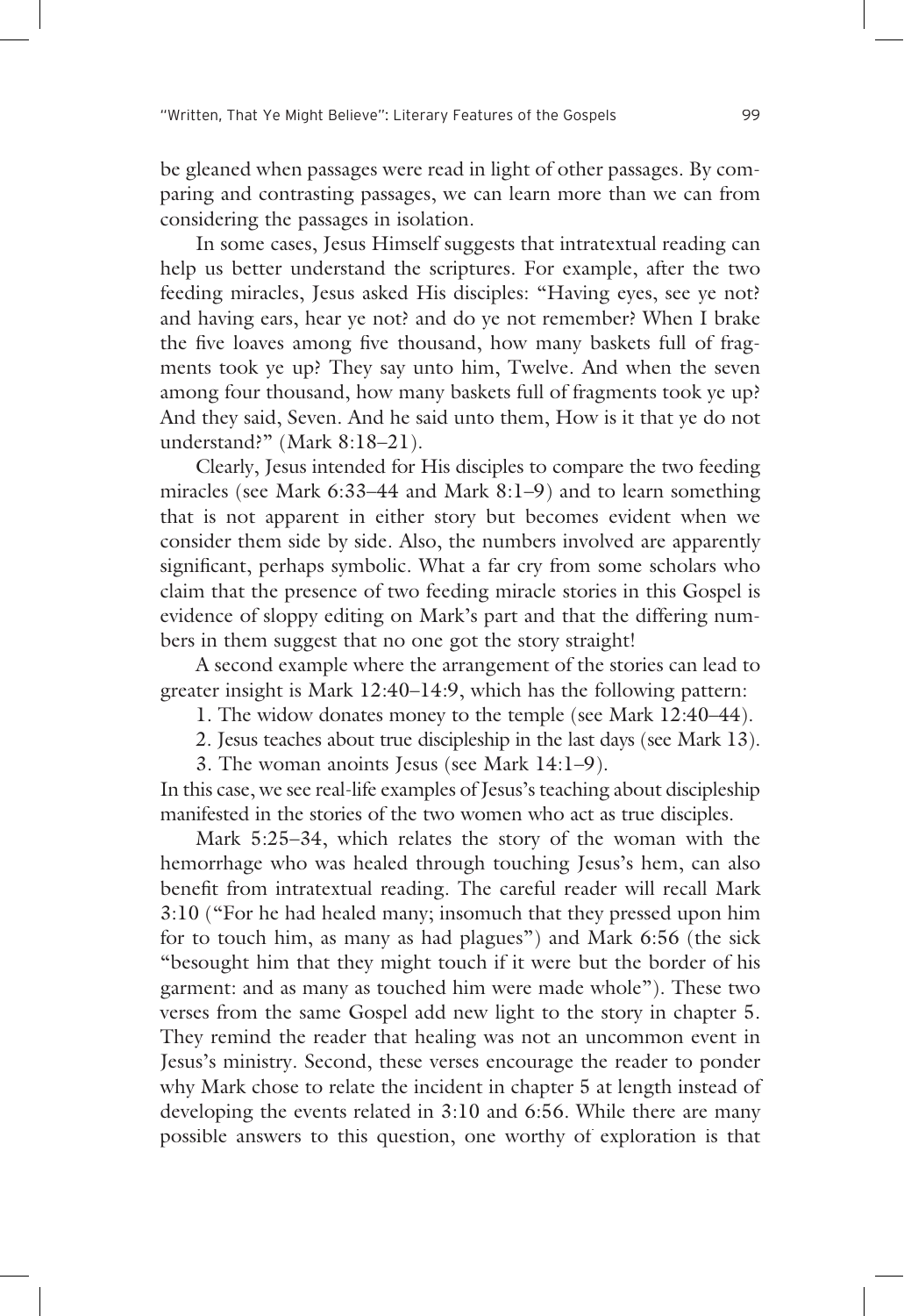be gleaned when passages were read in light of other passages. By comparing and contrasting passages, we can learn more than we can from considering the passages in isolation.

In some cases, Jesus Himself suggests that intratextual reading can help us better understand the scriptures. For example, after the two feeding miracles, Jesus asked His disciples: "Having eyes, see ye not? and having ears, hear ye not? and do ye not remember? When I brake the five loaves among five thousand, how many baskets full of fragments took ye up? They say unto him, Twelve. And when the seven among four thousand, how many baskets full of fragments took ye up? And they said, Seven. And he said unto them, How is it that ye do not understand?" (Mark 8:18–21).

Clearly, Jesus intended for His disciples to compare the two feeding miracles (see Mark 6:33–44 and Mark 8:1–9) and to learn something that is not apparent in either story but becomes evident when we consider them side by side. Also, the numbers involved are apparently significant, perhaps symbolic. What a far cry from some scholars who claim that the presence of two feeding miracle stories in this Gospel is evidence of sloppy editing on Mark's part and that the differing numbers in them suggest that no one got the story straight!

A second example where the arrangement of the stories can lead to greater insight is Mark 12:40–14:9, which has the following pattern:

1. The widow donates money to the temple (see Mark 12:40–44).
2. Jesus teaches about true discipleship in the last days (see Mark 13).
3. The woman anoints Jesus (see Mark 14:1–9).

In this case, we see real-life examples of Jesus's teaching about discipleship manifested in the stories of the two women who act as true disciples.

Mark 5:25–34, which relates the story of the woman with the hemorrhage who was healed through touching Jesus's hem, can also benefit from intratextual reading. The careful reader will recall Mark 3:10 ("For he had healed many; insomuch that they pressed upon him for to touch him, as many as had plagues") and Mark 6:56 (the sick "besought him that they might touch if it were but the border of his garment: and as many as touched him were made whole"). These two verses from the same Gospel add new light to the story in chapter 5. They remind the reader that healing was not an uncommon event in Jesus's ministry. Second, these verses encourage the reader to ponder why Mark chose to relate the incident in chapter 5 at length instead of developing the events related in 3:10 and 6:56. While there are many possible answers to this question, one worthy of exploration is that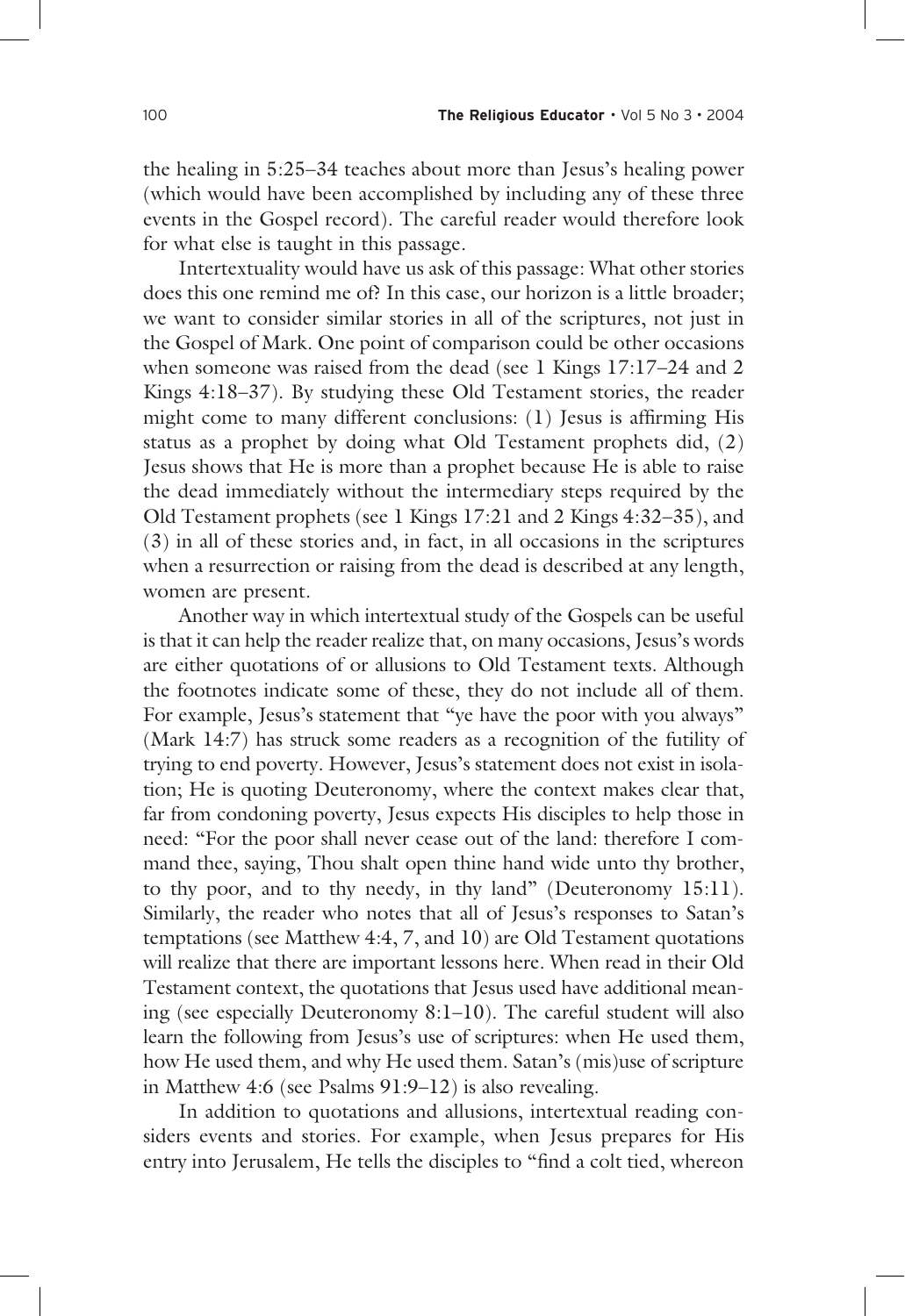the healing in 5:25–34 teaches about more than Jesus's healing power (which would have been accomplished by including any of these three events in the Gospel record). The careful reader would therefore look for what else is taught in this passage.

Intertextuality would have us ask of this passage: What other stories does this one remind me of? In this case, our horizon is a little broader; we want to consider similar stories in all of the scriptures, not just in the Gospel of Mark. One point of comparison could be other occasions when someone was raised from the dead (see 1 Kings 17:17–24 and 2 Kings 4:18–37). By studying these Old Testament stories, the reader might come to many different conclusions: (1) Jesus is affirming His status as a prophet by doing what Old Testament prophets did, (2) Jesus shows that He is more than a prophet because He is able to raise the dead immediately without the intermediary steps required by the Old Testament prophets (see 1 Kings 17:21 and 2 Kings 4:32–35), and (3) in all of these stories and, in fact, in all occasions in the scriptures when a resurrection or raising from the dead is described at any length, women are present.

Another way in which intertextual study of the Gospels can be useful is that it can help the reader realize that, on many occasions, Jesus's words are either quotations of or allusions to Old Testament texts. Although the footnotes indicate some of these, they do not include all of them. For example, Jesus's statement that "ye have the poor with you always" (Mark 14:7) has struck some readers as a recognition of the futility of trying to end poverty. However, Jesus's statement does not exist in isolation; He is quoting Deuteronomy, where the context makes clear that, far from condoning poverty, Jesus expects His disciples to help those in need: "For the poor shall never cease out of the land: therefore I command thee, saying, Thou shalt open thine hand wide unto thy brother, to thy poor, and to thy needy, in thy land" (Deuteronomy 15:11). Similarly, the reader who notes that all of Jesus's responses to Satan's temptations (see Matthew 4:4, 7, and 10) are Old Testament quotations will realize that there are important lessons here. When read in their Old Testament context, the quotations that Jesus used have additional meaning (see especially Deuteronomy 8:1–10). The careful student will also learn the following from Jesus's use of scriptures: when He used them, how He used them, and why He used them. Satan's (mis)use of scripture in Matthew 4:6 (see Psalms 91:9–12) is also revealing.

In addition to quotations and allusions, intertextual reading considers events and stories. For example, when Jesus prepares for His entry into Jerusalem, He tells the disciples to "find a colt tied, whereon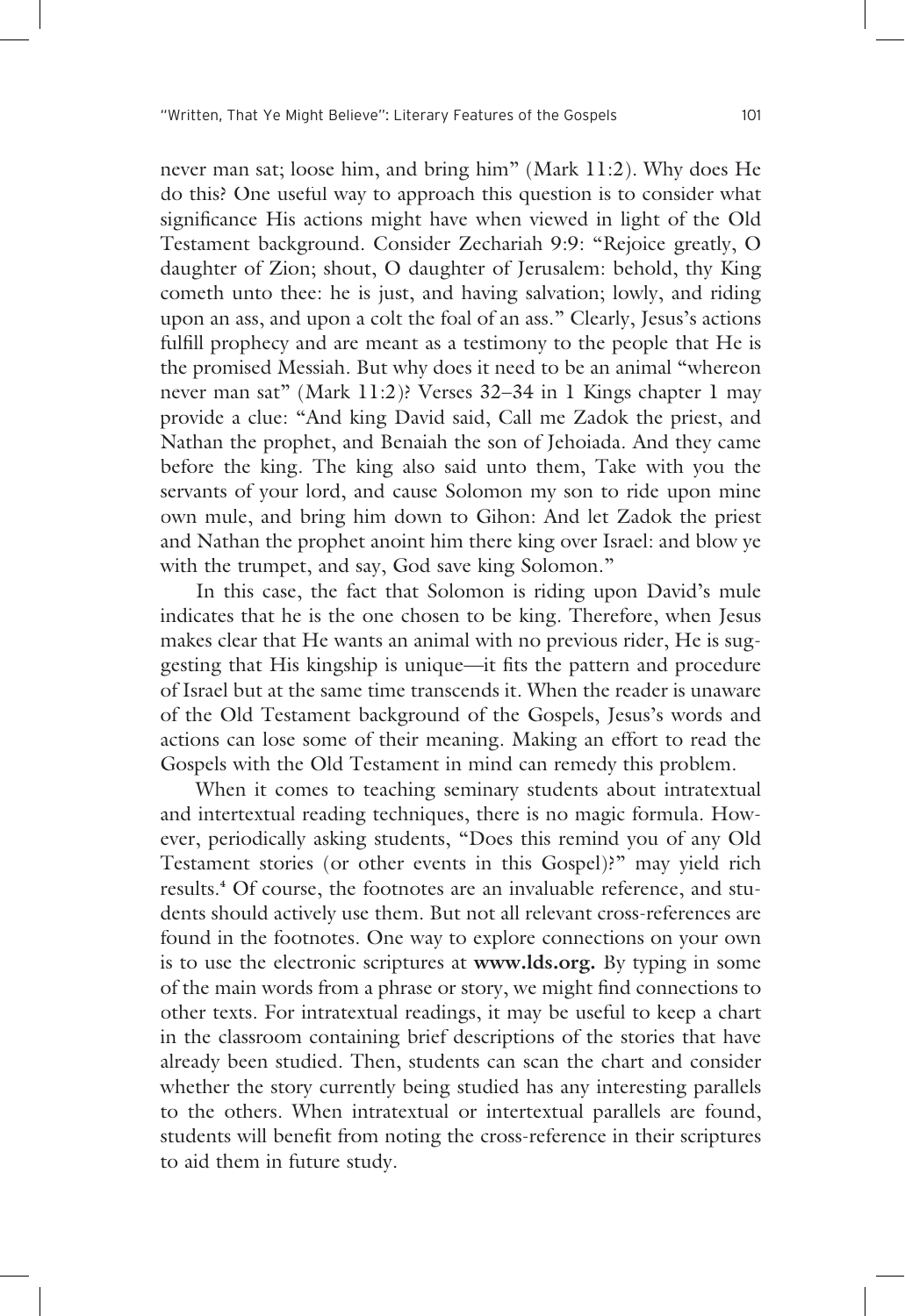never man sat; loose him, and bring him" (Mark 11:2). Why does He do this? One useful way to approach this question is to consider what significance His actions might have when viewed in light of the Old Testament background. Consider Zechariah 9:9: "Rejoice greatly, O daughter of Zion; shout, O daughter of Jerusalem: behold, thy King cometh unto thee: he is just, and having salvation; lowly, and riding upon an ass, and upon a colt the foal of an ass." Clearly, Jesus's actions fulfill prophecy and are meant as a testimony to the people that He is the promised Messiah. But why does it need to be an animal "whereon never man sat" (Mark 11:2)? Verses 32–34 in 1 Kings chapter 1 may provide a clue: "And king David said, Call me Zadok the priest, and Nathan the prophet, and Benaiah the son of Jehoiada. And they came before the king. The king also said unto them, Take with you the servants of your lord, and cause Solomon my son to ride upon mine own mule, and bring him down to Gihon: And let Zadok the priest and Nathan the prophet anoint him there king over Israel: and blow ye with the trumpet, and say, God save king Solomon."

In this case, the fact that Solomon is riding upon David's mule indicates that he is the one chosen to be king. Therefore, when Jesus makes clear that He wants an animal with no previous rider, He is suggesting that His kingship is unique—it fits the pattern and procedure of Israel but at the same time transcends it. When the reader is unaware of the Old Testament background of the Gospels, Jesus's words and actions can lose some of their meaning. Making an effort to read the Gospels with the Old Testament in mind can remedy this problem.

When it comes to teaching seminary students about intratextual and intertextual reading techniques, there is no magic formula. However, periodically asking students, "Does this remind you of any Old Testament stories (or other events in this Gospel)?" may yield rich results.[4] Of course, the footnotes are an invaluable reference, and students should actively use them. But not all relevant cross-references are found in the footnotes. One way to explore connections on your own is to use the electronic scriptures at **www.lds.org.** By typing in some of the main words from a phrase or story, we might find connections to other texts. For intratextual readings, it may be useful to keep a chart in the classroom containing brief descriptions of the stories that have already been studied. Then, students can scan the chart and consider whether the story currently being studied has any interesting parallels to the others. When intratextual or intertextual parallels are found, students will benefit from noting the cross-reference in their scriptures to aid them in future study.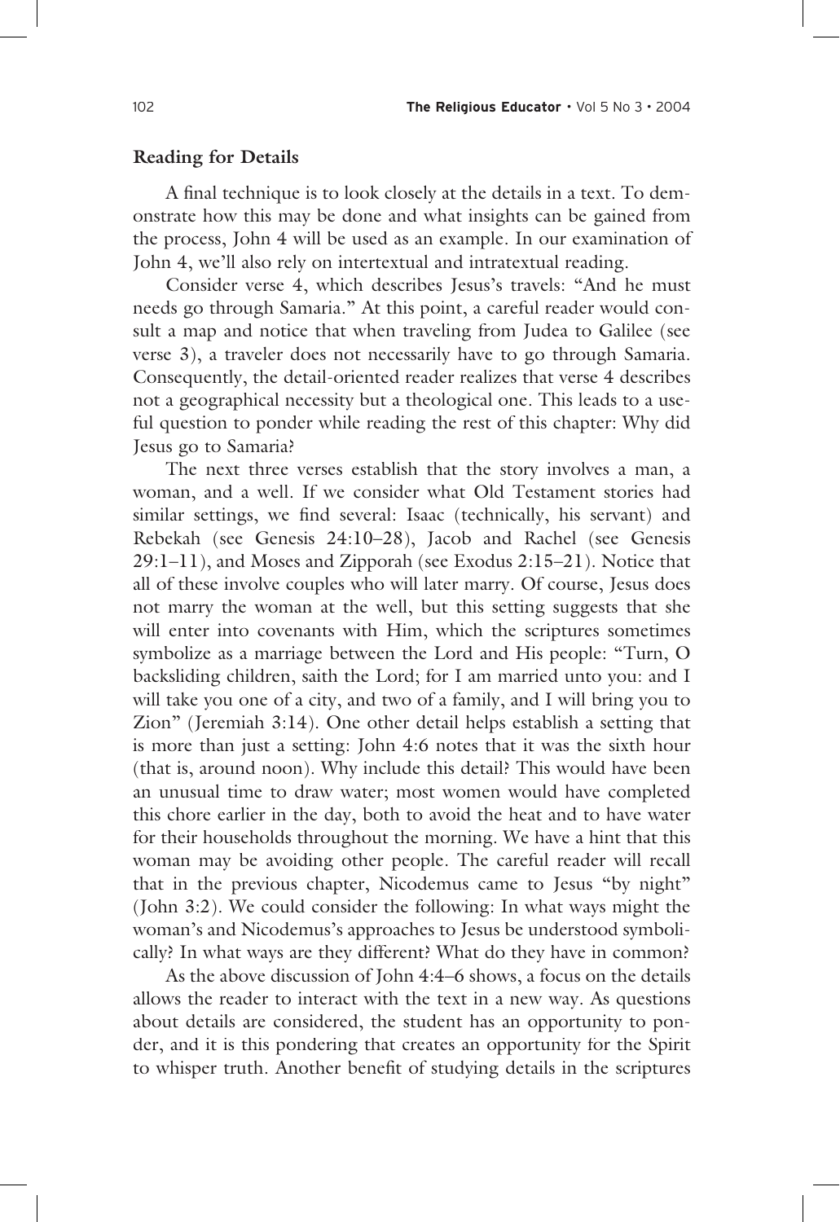**Reading for Details**

A final technique is to look closely at the details in a text. To demonstrate how this may be done and what insights can be gained from the process, John 4 will be used as an example. In our examination of John 4, we'll also rely on intertextual and intratextual reading.

Consider verse 4, which describes Jesus's travels: "And he must needs go through Samaria." At this point, a careful reader would consult a map and notice that when traveling from Judea to Galilee (see verse 3), a traveler does not necessarily have to go through Samaria. Consequently, the detail-oriented reader realizes that verse 4 describes not a geographical necessity but a theological one. This leads to a useful question to ponder while reading the rest of this chapter: Why did Jesus go to Samaria?

The next three verses establish that the story involves a man, a woman, and a well. If we consider what Old Testament stories had similar settings, we find several: Isaac (technically, his servant) and Rebekah (see Genesis 24:10–28), Jacob and Rachel (see Genesis 29:1–11), and Moses and Zipporah (see Exodus 2:15–21). Notice that all of these involve couples who will later marry. Of course, Jesus does not marry the woman at the well, but this setting suggests that she will enter into covenants with Him, which the scriptures sometimes symbolize as a marriage between the Lord and His people: "Turn, O backsliding children, saith the Lord; for I am married unto you: and I will take you one of a city, and two of a family, and I will bring you to Zion" (Jeremiah 3:14). One other detail helps establish a setting that is more than just a setting: John 4:6 notes that it was the sixth hour (that is, around noon). Why include this detail? This would have been an unusual time to draw water; most women would have completed this chore earlier in the day, both to avoid the heat and to have water for their households throughout the morning. We have a hint that this woman may be avoiding other people. The careful reader will recall that in the previous chapter, Nicodemus came to Jesus "by night" (John 3:2). We could consider the following: In what ways might the woman's and Nicodemus's approaches to Jesus be understood symbolically? In what ways are they different? What do they have in common?

As the above discussion of John 4:4–6 shows, a focus on the details allows the reader to interact with the text in a new way. As questions about details are considered, the student has an opportunity to ponder, and it is this pondering that creates an opportunity for the Spirit to whisper truth. Another benefit of studying details in the scriptures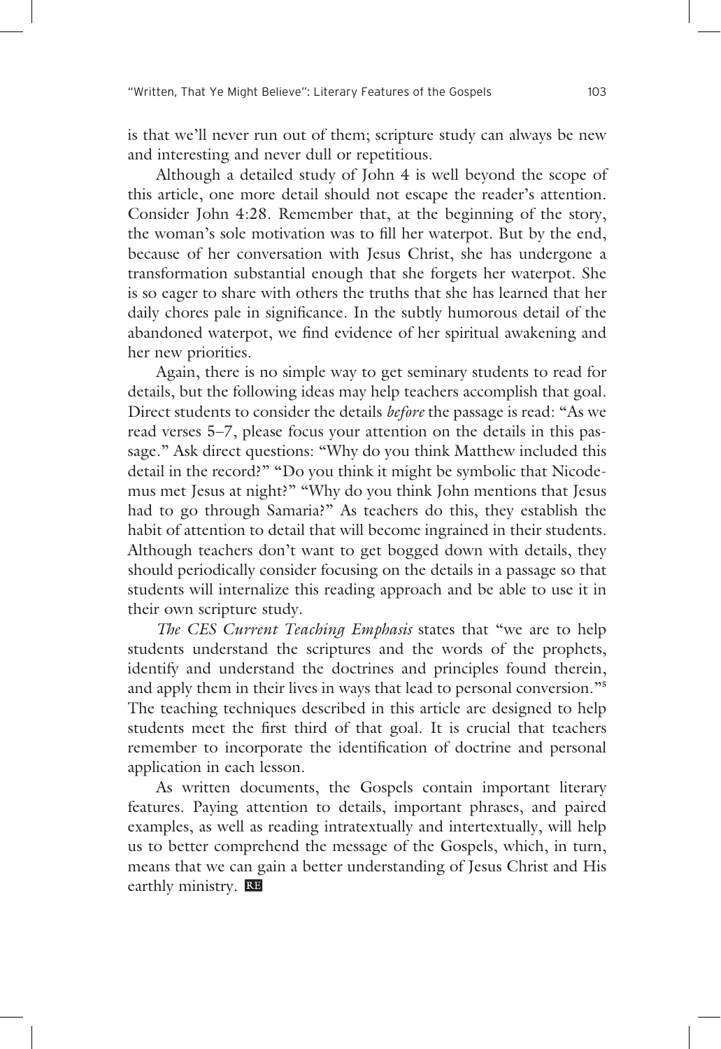is that we'll never run out of them; scripture study can always be new and interesting and never dull or repetitious.

Although a detailed study of John 4 is well beyond the scope of this article, one more detail should not escape the reader's attention. Consider John 4:28. Remember that, at the beginning of the story, the woman's sole motivation was to fill her waterpot. But by the end, because of her conversation with Jesus Christ, she has undergone a transformation substantial enough that she forgets her waterpot. She is so eager to share with others the truths that she has learned that her daily chores pale in significance. In the subtly humorous detail of the abandoned waterpot, we find evidence of her spiritual awakening and her new priorities.

Again, there is no simple way to get seminary students to read for details, but the following ideas may help teachers accomplish that goal. Direct students to consider the details *before* the passage is read: "As we read verses 5–7, please focus your attention on the details in this passage." Ask direct questions: "Why do you think Matthew included this detail in the record?" "Do you think it might be symbolic that Nicodemus met Jesus at night?" "Why do you think John mentions that Jesus had to go through Samaria?" As teachers do this, they establish the habit of attention to detail that will become ingrained in their students. Although teachers don't want to get bogged down with details, they should periodically consider focusing on the details in a passage so that students will internalize this reading approach and be able to use it in their own scripture study.

*The CES Current Teaching Emphasis* states that "we are to help students understand the scriptures and the words of the prophets, identify and understand the doctrines and principles found therein, and apply them in their lives in ways that lead to personal conversion."[5] The teaching techniques described in this article are designed to help students meet the first third of that goal. It is crucial that teachers remember to incorporate the identification of doctrine and personal application in each lesson.

As written documents, the Gospels contain important literary features. Paying attention to details, important phrases, and paired examples, as well as reading intratextually and intertextually, will help us to better comprehend the message of the Gospels, which, in turn, means that we can gain a better understanding of Jesus Christ and His earthly ministry.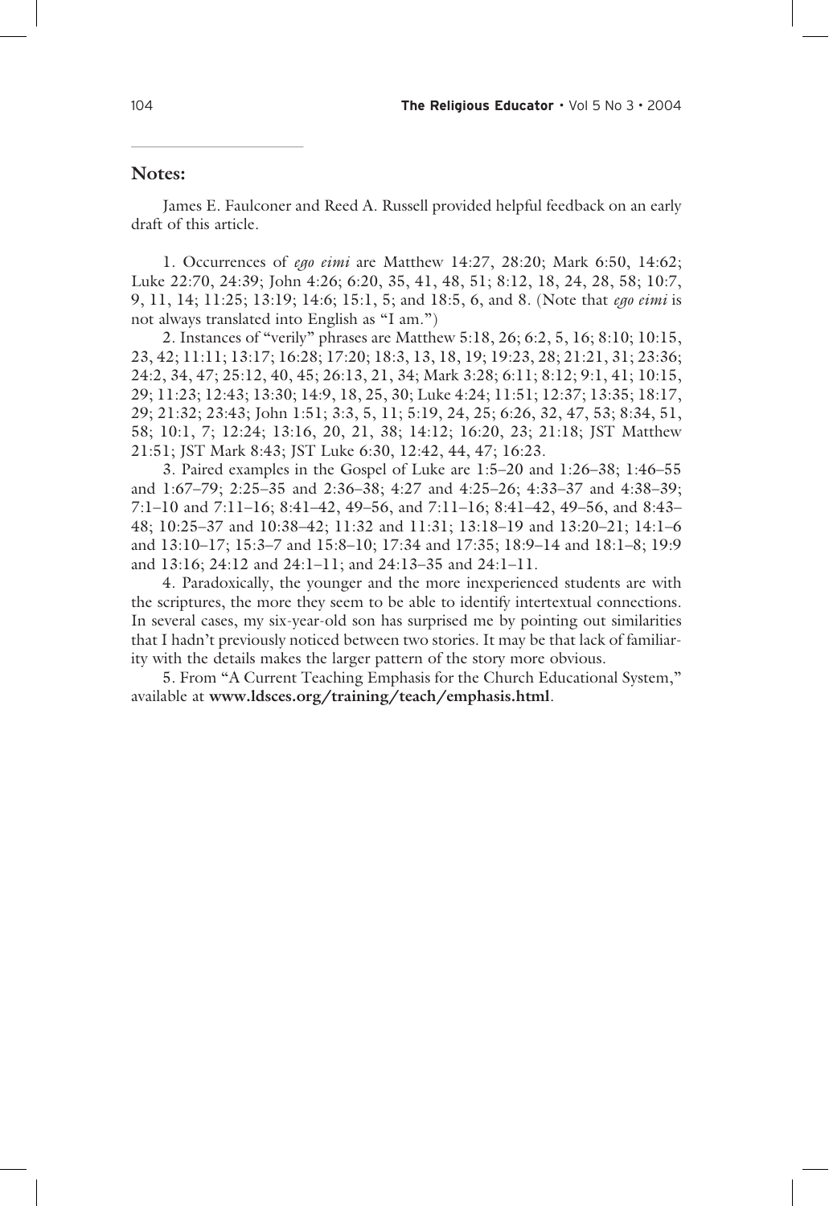## Notes:

James E. Faulconer and Reed A. Russell provided helpful feedback on an early draft of this article.

1. Occurrences of *ego eimi* are Matthew 14:27, 28:20; Mark 6:50, 14:62; Luke 22:70, 24:39; John 4:26; 6:20, 35, 41, 48, 51; 8:12, 18, 24, 28, 58; 10:7, 9, 11, 14; 11:25; 13:19; 14:6; 15:1, 5; and 18:5, 6, and 8. (Note that *ego eimi* is not always translated into English as "I am.")

2. Instances of "verily" phrases are Matthew 5:18, 26; 6:2, 5, 16; 8:10; 10:15, 23, 42; 11:11; 13:17; 16:28; 17:20; 18:3, 13, 18, 19; 19:23, 28; 21:21, 31; 23:36; 24:2, 34, 47; 25:12, 40, 45; 26:13, 21, 34; Mark 3:28; 6:11; 8:12; 9:1, 41; 10:15, 29; 11:23; 12:43; 13:30; 14:9, 18, 25, 30; Luke 4:24; 11:51; 12:37; 13:35; 18:17, 29; 21:32; 23:43; John 1:51; 3:3, 5, 11; 5:19, 24, 25; 6:26, 32, 47, 53; 8:34, 51, 58; 10:1, 7; 12:24; 13:16, 20, 21, 38; 14:12; 16:20, 23; 21:18; JST Matthew 21:51; JST Mark 8:43; JST Luke 6:30, 12:42, 44, 47; 16:23.

3. Paired examples in the Gospel of Luke are 1:5–20 and 1:26–38; 1:46–55 and 1:67–79; 2:25–35 and 2:36–38; 4:27 and 4:25–26; 4:33–37 and 4:38–39; 7:1–10 and 7:11–16; 8:41–42, 49–56, and 7:11–16; 8:41–42, 49–56, and 8:43–48; 10:25–37 and 10:38–42; 11:32 and 11:31; 13:18–19 and 13:20–21; 14:1–6 and 13:10–17; 15:3–7 and 15:8–10; 17:34 and 17:35; 18:9–14 and 18:1–8; 19:9 and 13:16; 24:12 and 24:1–11; and 24:13–35 and 24:1–11.

4. Paradoxically, the younger and the more inexperienced students are with the scriptures, the more they seem to be able to identify intertextual connections. In several cases, my six-year-old son has surprised me by pointing out similarities that I hadn't previously noticed between two stories. It may be that lack of familiarity with the details makes the larger pattern of the story more obvious.

5. From "A Current Teaching Emphasis for the Church Educational System," available at **www.ldsces.org/training/teach/emphasis.html**.